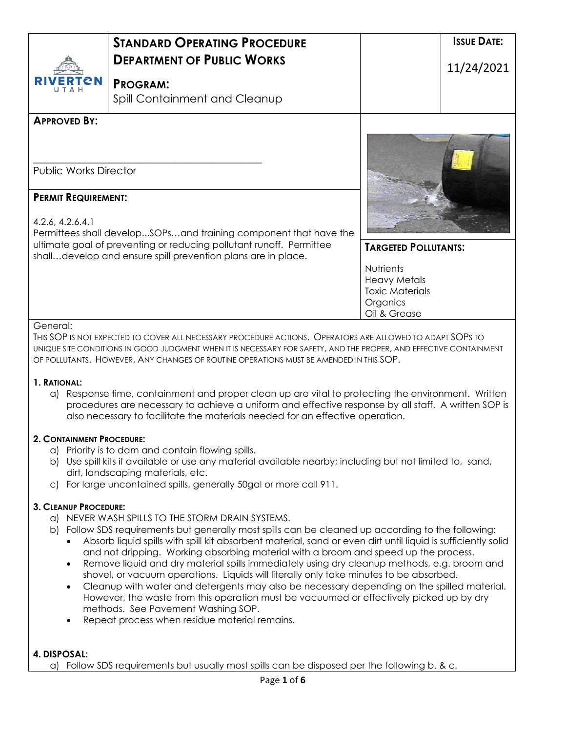| | **STANDARD OPERATING PROCEDURE**<br>**DEPARTMENT OF PUBLIC WORKS**<br><br>**PROGRAM:**<br>Spill Containment and Cleanup | | **ISSUE DATE:**<br><br>11/24/2021 |
|---|---|---|---|

**APPROVED BY:**

\_\_\_\_\_\_\_\_\_\_\_\_\_\_\_\_\_\_\_\_\_\_\_\_\_\_\_\_\_\_\_\_\_\_\_\_\_\_\_\_

Public Works Director

**PERMIT REQUIREMENT:**

4.2.6, 4.2.6.4.1
Permittees shall develop...SOPs…and training component that have the ultimate goal of preventing or reducing pollutant runoff. Permittee shall…develop and ensure spill prevention plans are in place.

**TARGETED POLLUTANTS:**

Nutrients
Heavy Metals
Toxic Materials
Organics
Oil & Grease

General:
THIS SOP IS NOT EXPECTED TO COVER ALL NECESSARY PROCEDURE ACTIONS. OPERATORS ARE ALLOWED TO ADAPT SOPS TO UNIQUE SITE CONDITIONS IN GOOD JUDGMENT WHEN IT IS NECESSARY FOR SAFETY, AND THE PROPER, AND EFFECTIVE CONTAINMENT OF POLLUTANTS. HOWEVER, ANY CHANGES OF ROUTINE OPERATIONS MUST BE AMENDED IN THIS SOP.

**1. RATIONAL:**

a) Response time, containment and proper clean up are vital to protecting the environment. Written procedures are necessary to achieve a uniform and effective response by all staff. A written SOP is also necessary to facilitate the materials needed for an effective operation.

**2. CONTAINMENT PROCEDURE:**

a) Priority is to dam and contain flowing spills.
b) Use spill kits if available or use any material available nearby; including but not limited to, sand, dirt, landscaping materials, etc.
c) For large uncontained spills, generally 50gal or more call 911.

**3. CLEANUP PROCEDURE:**

a) NEVER WASH SPILLS TO THE STORM DRAIN SYSTEMS.
b) Follow SDS requirements but generally most spills can be cleaned up according to the following:
   - Absorb liquid spills with spill kit absorbent material, sand or even dirt until liquid is sufficiently solid and not dripping. Working absorbing material with a broom and speed up the process.
   - Remove liquid and dry material spills immediately using dry cleanup methods, e.g. broom and shovel, or vacuum operations. Liquids will literally only take minutes to be absorbed.
   - Cleanup with water and detergents may also be necessary depending on the spilled material. However, the waste from this operation must be vacuumed or effectively picked up by dry methods. See Pavement Washing SOP.
   - Repeat process when residue material remains.

**4. DISPOSAL:**

a) Follow SDS requirements but usually most spills can be disposed per the following b. & c.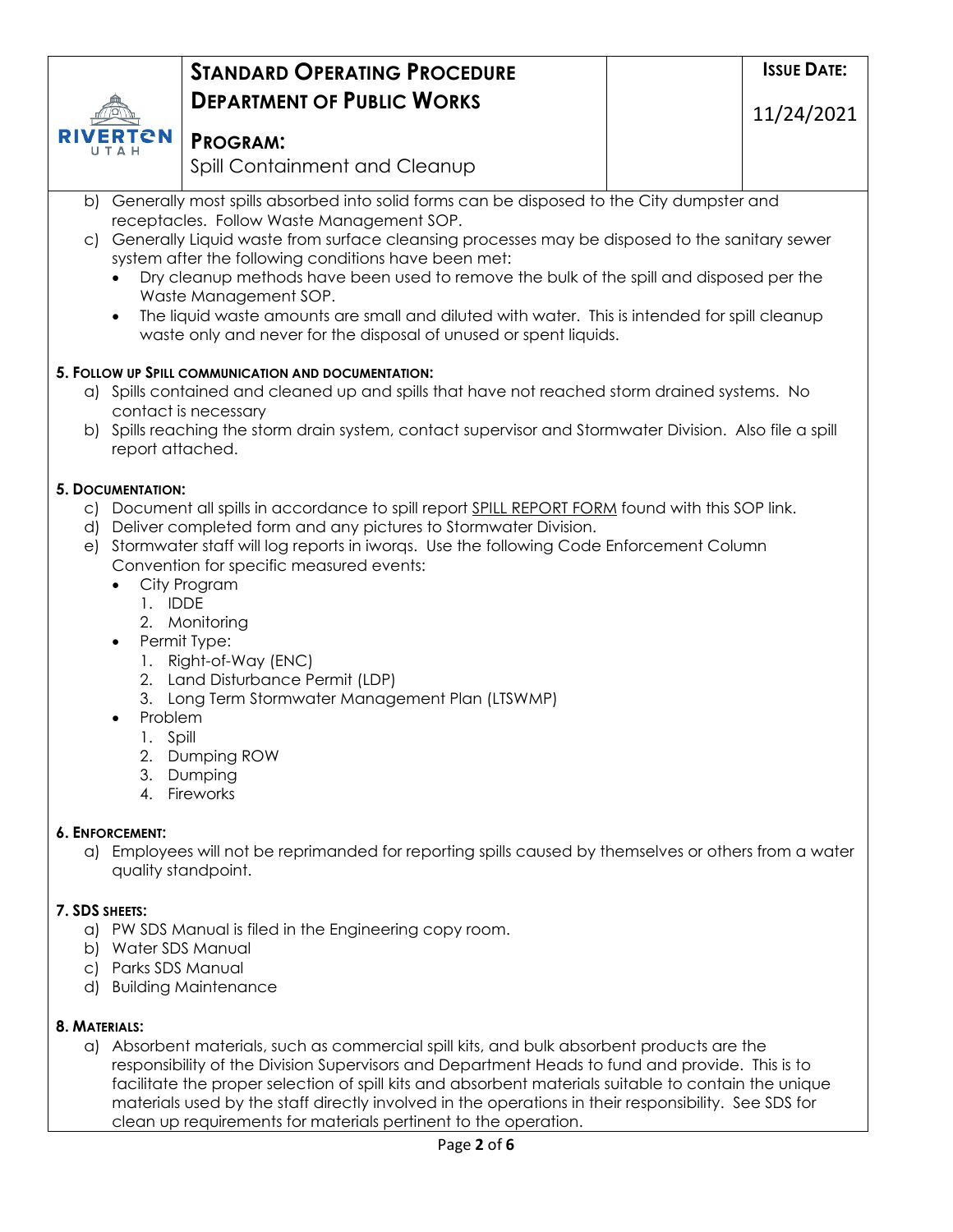b) Generally most spills absorbed into solid forms can be disposed to the City dumpster and receptacles. Follow Waste Management SOP.

c) Generally Liquid waste from surface cleansing processes may be disposed to the sanitary sewer system after the following conditions have been met:

- Dry cleanup methods have been used to remove the bulk of the spill and disposed per the Waste Management SOP.
- The liquid waste amounts are small and diluted with water. This is intended for spill cleanup waste only and never for the disposal of unused or spent liquids.

**5. FOLLOW UP SPILL COMMUNICATION AND DOCUMENTATION:**

a) Spills contained and cleaned up and spills that have not reached storm drained systems. No contact is necessary

b) Spills reaching the storm drain system, contact supervisor and Stormwater Division. Also file a spill report attached.

**5. DOCUMENTATION:**

c) Document all spills in accordance to spill report SPILL REPORT FORM found with this SOP link.

d) Deliver completed form and any pictures to Stormwater Division.

e) Stormwater staff will log reports in iworqs. Use the following Code Enforcement Column Convention for specific measured events:

- City Program
  1. IDDE
  2. Monitoring
- Permit Type:
  1. Right-of-Way (ENC)
  2. Land Disturbance Permit (LDP)
  3. Long Term Stormwater Management Plan (LTSWMP)
- Problem
  1. Spill
  2. Dumping ROW
  3. Dumping
  4. Fireworks

**6. ENFORCEMENT:**

a) Employees will not be reprimanded for reporting spills caused by themselves or others from a water quality standpoint.

**7. SDS SHEETS:**

a) PW SDS Manual is filed in the Engineering copy room.

b) Water SDS Manual

c) Parks SDS Manual

d) Building Maintenance

**8. MATERIALS:**

a) Absorbent materials, such as commercial spill kits, and bulk absorbent products are the responsibility of the Division Supervisors and Department Heads to fund and provide. This is to facilitate the proper selection of spill kits and absorbent materials suitable to contain the unique materials used by the staff directly involved in the operations in their responsibility. See SDS for clean up requirements for materials pertinent to the operation.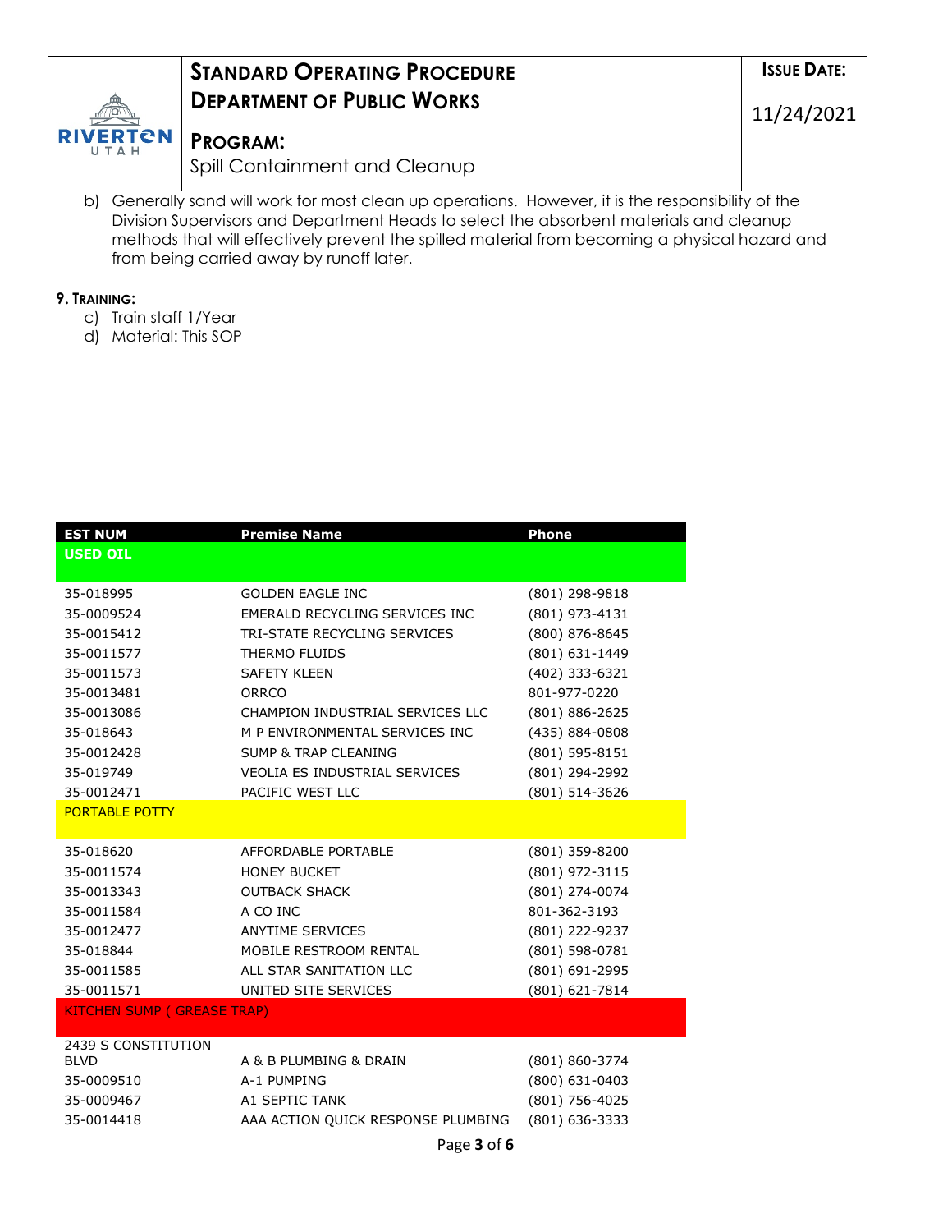b) Generally sand will work for most clean up operations. However, it is the responsibility of the Division Supervisors and Department Heads to select the absorbent materials and cleanup methods that will effectively prevent the spilled material from becoming a physical hazard and from being carried away by runoff later.

### 9. Training:

c) Train staff 1/Year

d) Material: This SOP

| EST NUM | Premise Name | Phone |
|---|---|---|
| **USED OIL** | | |
| 35-018995 | GOLDEN EAGLE INC | (801) 298-9818 |
| 35-0009524 | EMERALD RECYCLING SERVICES INC | (801) 973-4131 |
| 35-0015412 | TRI-STATE RECYCLING SERVICES | (800) 876-8645 |
| 35-0011577 | THERMO FLUIDS | (801) 631-1449 |
| 35-0011573 | SAFETY KLEEN | (402) 333-6321 |
| 35-0013481 | ORRCO | 801-977-0220 |
| 35-0013086 | CHAMPION INDUSTRIAL SERVICES LLC | (801) 886-2625 |
| 35-018643 | M P ENVIRONMENTAL SERVICES INC | (435) 884-0808 |
| 35-0012428 | SUMP & TRAP CLEANING | (801) 595-8151 |
| 35-019749 | VEOLIA ES INDUSTRIAL SERVICES | (801) 294-2992 |
| 35-0012471 | PACIFIC WEST LLC | (801) 514-3626 |
| PORTABLE POTTY | | |
| 35-018620 | AFFORDABLE PORTABLE | (801) 359-8200 |
| 35-0011574 | HONEY BUCKET | (801) 972-3115 |
| 35-0013343 | OUTBACK SHACK | (801) 274-0074 |
| 35-0011584 | A CO INC | 801-362-3193 |
| 35-0012477 | ANYTIME SERVICES | (801) 222-9237 |
| 35-018844 | MOBILE RESTROOM RENTAL | (801) 598-0781 |
| 35-0011585 | ALL STAR SANITATION LLC | (801) 691-2995 |
| 35-0011571 | UNITED SITE SERVICES | (801) 621-7814 |
| KITCHEN SUMP ( GREASE TRAP) | | |
| 2439 S CONSTITUTION BLVD | A & B PLUMBING & DRAIN | (801) 860-3774 |
| 35-0009510 | A-1 PUMPING | (800) 631-0403 |
| 35-0009467 | A1 SEPTIC TANK | (801) 756-4025 |
| 35-0014418 | AAA ACTION QUICK RESPONSE PLUMBING | (801) 636-3333 |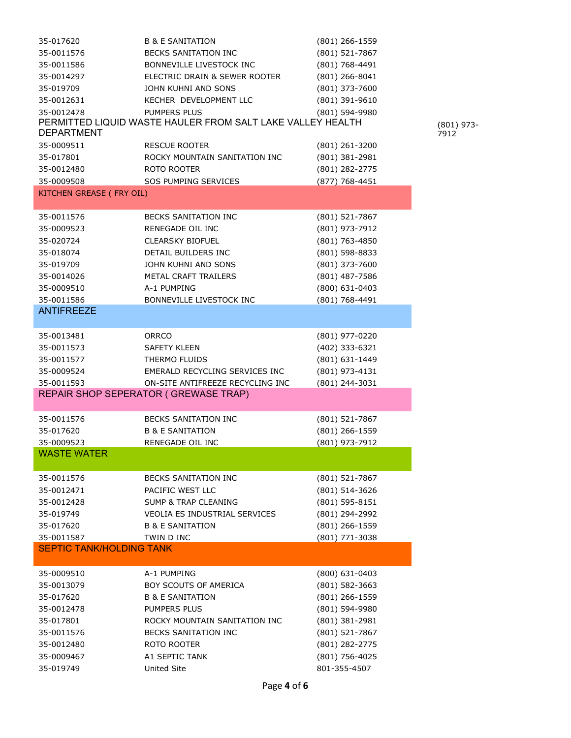| | | |
|---|---|---|
| 35-017620 | B & E SANITATION | (801) 266-1559 |
| 35-0011576 | BECKS SANITATION INC | (801) 521-7867 |
| 35-0011586 | BONNEVILLE LIVESTOCK INC | (801) 768-4491 |
| 35-0014297 | ELECTRIC DRAIN & SEWER ROOTER | (801) 266-8041 |
| 35-019709 | JOHN KUHNI AND SONS | (801) 373-7600 |
| 35-0012631 | KECHER DEVELOPMENT LLC | (801) 391-9610 |
| 35-0012478 | PUMPERS PLUS | (801) 594-9980 |

PERMITTED LIQUID WASTE HAULER FROM SALT LAKE VALLEY HEALTH DEPARTMENT (801) 973-7912

| | | |
|---|---|---|
| 35-0009511 | RESCUE ROOTER | (801) 261-3200 |
| 35-017801 | ROCKY MOUNTAIN SANITATION INC | (801) 381-2981 |
| 35-0012480 | ROTO ROOTER | (801) 282-2775 |
| 35-0009508 | SOS PUMPING SERVICES | (877) 768-4451 |

## KITCHEN GREASE ( FRY OIL)

| | | |
|---|---|---|
| 35-0011576 | BECKS SANITATION INC | (801) 521-7867 |
| 35-0009523 | RENEGADE OIL INC | (801) 973-7912 |
| 35-020724 | CLEARSKY BIOFUEL | (801) 763-4850 |
| 35-018074 | DETAIL BUILDERS INC | (801) 598-8833 |
| 35-019709 | JOHN KUHNI AND SONS | (801) 373-7600 |
| 35-0014026 | METAL CRAFT TRAILERS | (801) 487-7586 |
| 35-0009510 | A-1 PUMPING | (800) 631-0403 |
| 35-0011586 | BONNEVILLE LIVESTOCK INC | (801) 768-4491 |

## ANTIFREEZE

| | | |
|---|---|---|
| 35-0013481 | ORRCO | (801) 977-0220 |
| 35-0011573 | SAFETY KLEEN | (402) 333-6321 |
| 35-0011577 | THERMO FLUIDS | (801) 631-1449 |
| 35-0009524 | EMERALD RECYCLING SERVICES INC | (801) 973-4131 |
| 35-0011593 | ON-SITE ANTIFREEZE RECYCLING INC | (801) 244-3031 |

## REPAIR SHOP SEPERATOR ( GREWASE TRAP)

| | | |
|---|---|---|
| 35-0011576 | BECKS SANITATION INC | (801) 521-7867 |
| 35-017620 | B & E SANITATION | (801) 266-1559 |
| 35-0009523 | RENEGADE OIL INC | (801) 973-7912 |

## WASTE WATER

| | | |
|---|---|---|
| 35-0011576 | BECKS SANITATION INC | (801) 521-7867 |
| 35-0012471 | PACIFIC WEST LLC | (801) 514-3626 |
| 35-0012428 | SUMP & TRAP CLEANING | (801) 595-8151 |
| 35-019749 | VEOLIA ES INDUSTRIAL SERVICES | (801) 294-2992 |
| 35-017620 | B & E SANITATION | (801) 266-1559 |
| 35-0011587 | TWIN D INC | (801) 771-3038 |

## SEPTIC TANK/HOLDING TANK

| | | |
|---|---|---|
| 35-0009510 | A-1 PUMPING | (800) 631-0403 |
| 35-0013079 | BOY SCOUTS OF AMERICA | (801) 582-3663 |
| 35-017620 | B & E SANITATION | (801) 266-1559 |
| 35-0012478 | PUMPERS PLUS | (801) 594-9980 |
| 35-017801 | ROCKY MOUNTAIN SANITATION INC | (801) 381-2981 |
| 35-0011576 | BECKS SANITATION INC | (801) 521-7867 |
| 35-0012480 | ROTO ROOTER | (801) 282-2775 |
| 35-0009467 | A1 SEPTIC TANK | (801) 756-4025 |
| 35-019749 | United Site | 801-355-4507 |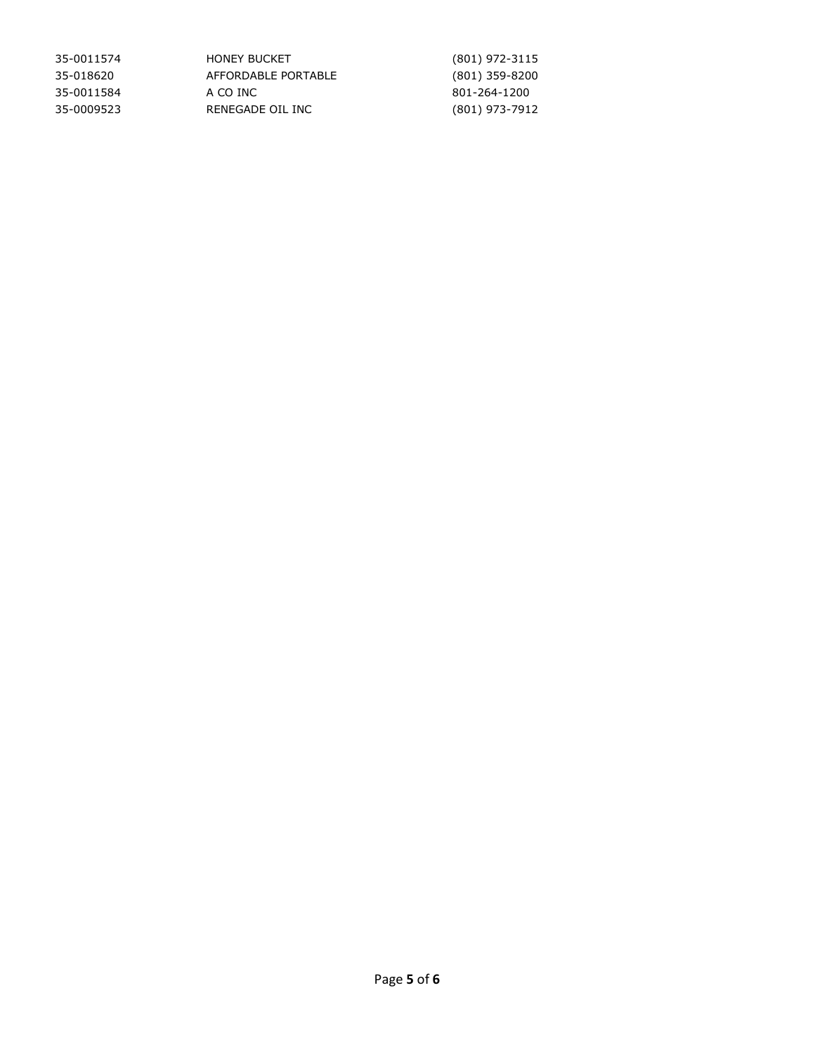| | | |
|---|---|---|
| 35-0011574 | HONEY BUCKET | (801) 972-3115 |
| 35-018620 | AFFORDABLE PORTABLE | (801) 359-8200 |
| 35-0011584 | A CO INC | 801-264-1200 |
| 35-0009523 | RENEGADE OIL INC | (801) 973-7912 |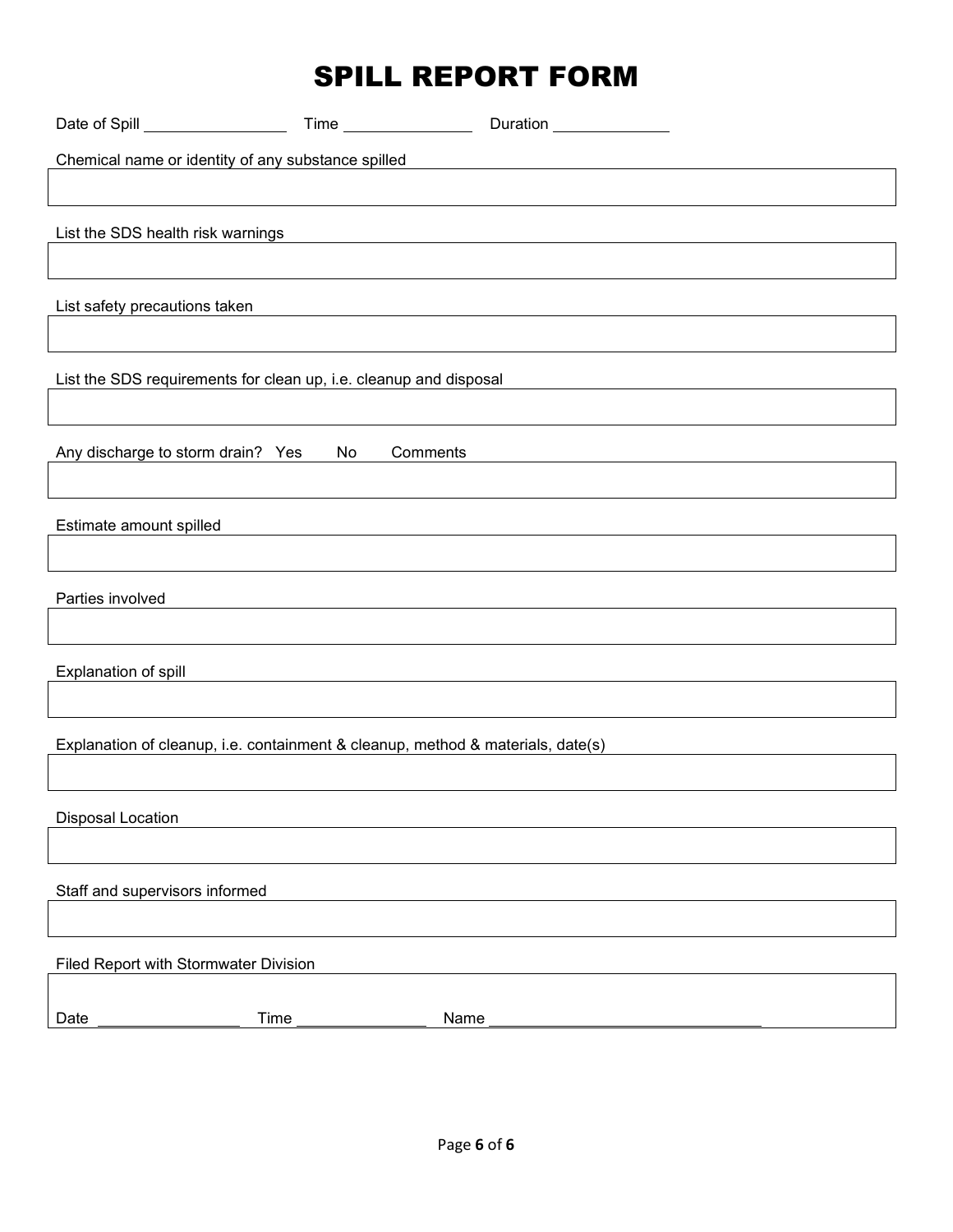# SPILL REPORT FORM

Date of Spill ________________ Time _______________ Duration _____________

Chemical name or identity of any substance spilled

List the SDS health risk warnings

List safety precautions taken

List the SDS requirements for clean up, i.e. cleanup and disposal

Any discharge to storm drain? Yes No Comments

Estimate amount spilled

Parties involved

Explanation of spill

Explanation of cleanup, i.e. containment & cleanup, method & materials, date(s)

Disposal Location

Staff and supervisors informed

Filed Report with Stormwater Division

Date ________________ Time _______________ Name ________________________________